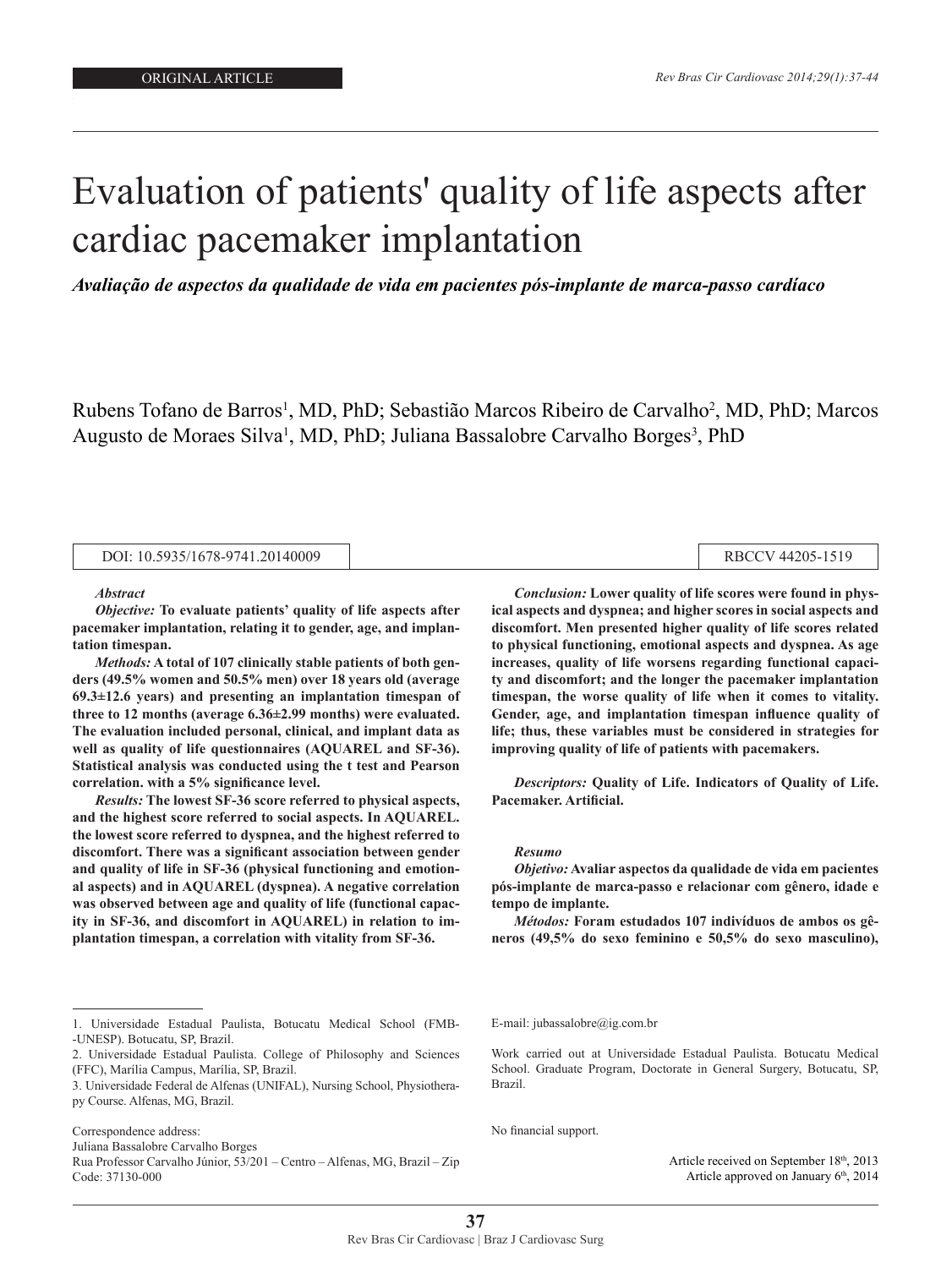ORIGINAL ARTICLE

# Evaluation of patients' quality of life aspects after cardiac pacemaker implantation

***Avaliação de aspectos da qualidade de vida em pacientes pós-implante de marca-passo cardíaco***

Rubens Tofano de Barros[1], MD, PhD; Sebastião Marcos Ribeiro de Carvalho[2], MD, PhD; Marcos Augusto de Moraes Silva[1], MD, PhD; Juliana Bassalobre Carvalho Borges[3], PhD

DOI: 10.5935/1678-9741.20140009 | RBCCV 44205-1519

***Abstract***

***Objective:*** **To evaluate patients' quality of life aspects after pacemaker implantation, relating it to gender, age, and implantation timespan.**

***Methods:*** **A total of 107 clinically stable patients of both genders (49.5% women and 50.5% men) over 18 years old (average 69.3±12.6 years) and presenting an implantation timespan of three to 12 months (average 6.36±2.99 months) were evaluated. The evaluation included personal, clinical, and implant data as well as quality of life questionnaires (AQUAREL and SF-36). Statistical analysis was conducted using the t test and Pearson correlation. with a 5% significance level.**

***Results:*** **The lowest SF-36 score referred to physical aspects, and the highest score referred to social aspects. In AQUAREL. the lowest score referred to dyspnea, and the highest referred to discomfort. There was a significant association between gender and quality of life in SF-36 (physical functioning and emotional aspects) and in AQUAREL (dyspnea). A negative correlation was observed between age and quality of life (functional capacity in SF-36, and discomfort in AQUAREL) in relation to implantation timespan, a correlation with vitality from SF-36.**

***Conclusion:*** **Lower quality of life scores were found in physical aspects and dyspnea; and higher scores in social aspects and discomfort. Men presented higher quality of life scores related to physical functioning, emotional aspects and dyspnea. As age increases, quality of life worsens regarding functional capacity and discomfort; and the longer the pacemaker implantation timespan, the worse quality of life when it comes to vitality. Gender, age, and implantation timespan influence quality of life; thus, these variables must be considered in strategies for improving quality of life of patients with pacemakers.**

***Descriptors:*** **Quality of Life. Indicators of Quality of Life. Pacemaker. Artificial.**

***Resumo***

***Objetivo:*** **Avaliar aspectos da qualidade de vida em pacientes pós-implante de marca-passo e relacionar com gênero, idade e tempo de implante.**

***Métodos:*** **Foram estudados 107 indivíduos de ambos os gêneros (49,5% do sexo feminino e 50,5% do sexo masculino),**

1. Universidade Estadual Paulista, Botucatu Medical School (FMB-UNESP). Botucatu, SP, Brazil.
2. Universidade Estadual Paulista. College of Philosophy and Sciences (FFC), Marília Campus, Marília, SP, Brazil.
3. Universidade Federal de Alfenas (UNIFAL), Nursing School, Physiotherapy Course. Alfenas, MG, Brazil.

Correspondence address:
Juliana Bassalobre Carvalho Borges
Rua Professor Carvalho Júnior, 53/201 – Centro – Alfenas, MG, Brazil – Zip Code: 37130-000

E-mail: jubassalobre@ig.com.br

Work carried out at Universidade Estadual Paulista. Botucatu Medical School. Graduate Program, Doctorate in General Surgery, Botucatu, SP, Brazil.

No financial support.

Article received on September 18th, 2013
Article approved on January 6th, 2014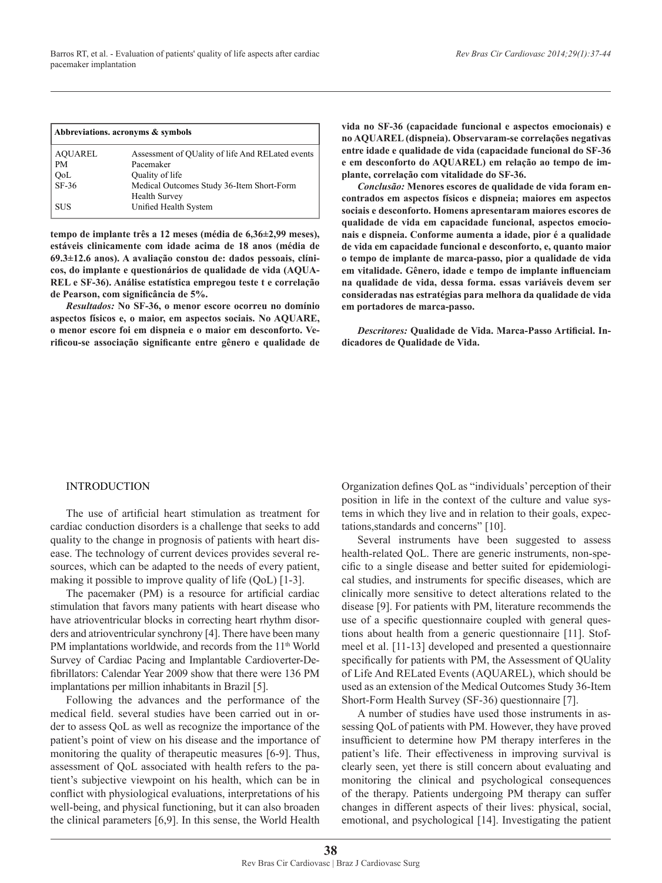| Abbreviations. acronyms & symbols | |
|---|---|
| AQUAREL | Assessment of QUality of life And RELated events |
| PM | Pacemaker |
| QoL | Quality of life |
| SF-36 | Medical Outcomes Study 36-Item Short-Form Health Survey |
| SUS | Unified Health System |

**tempo de implante três a 12 meses (média de 6,36±2,99 meses), estáveis clinicamente com idade acima de 18 anos (média de 69.3±12.6 anos). A avaliação constou de: dados pessoais, clínicos, do implante e questionários de qualidade de vida (AQUAREL e SF-36). Análise estatística empregou teste t e correlação de Pearson, com significância de 5%.**

***Resultados:*** **No SF-36, o menor escore ocorreu no domínio aspectos físicos e, o maior, em aspectos sociais. No AQUARE, o menor escore foi em dispneia e o maior em desconforto. Verificou-se associação significante entre gênero e qualidade de vida no SF-36 (capacidade funcional e aspectos emocionais) e no AQUAREL (dispneia). Observaram-se correlações negativas entre idade e qualidade de vida (capacidade funcional do SF-36 e em desconforto do AQUAREL) em relação ao tempo de implante, correlação com vitalidade do SF-36.**

***Conclusão:*** **Menores escores de qualidade de vida foram encontrados em aspectos físicos e dispneia; maiores em aspectos sociais e desconforto. Homens apresentaram maiores escores de qualidade de vida em capacidade funcional, aspectos emocionais e dispneia. Conforme aumenta a idade, pior é a qualidade de vida em capacidade funcional e desconforto, e, quanto maior o tempo de implante de marca-passo, pior a qualidade de vida em vitalidade. Gênero, idade e tempo de implante influenciam na qualidade de vida, dessa forma. essas variáveis devem ser consideradas nas estratégias para melhora da qualidade de vida em portadores de marca-passo.**

***Descritores:*** **Qualidade de Vida. Marca-Passo Artificial. Indicadores de Qualidade de Vida.**

## INTRODUCTION

The use of artificial heart stimulation as treatment for cardiac conduction disorders is a challenge that seeks to add quality to the change in prognosis of patients with heart disease. The technology of current devices provides several resources, which can be adapted to the needs of every patient, making it possible to improve quality of life (QoL) [1-3].

The pacemaker (PM) is a resource for artificial cardiac stimulation that favors many patients with heart disease who have atrioventricular blocks in correcting heart rhythm disorders and atrioventricular synchrony [4]. There have been many PM implantations worldwide, and records from the 11th World Survey of Cardiac Pacing and Implantable Cardioverter-Defibrillators: Calendar Year 2009 show that there were 136 PM implantations per million inhabitants in Brazil [5].

Following the advances and the performance of the medical field. several studies have been carried out in order to assess QoL as well as recognize the importance of the patient's point of view on his disease and the importance of monitoring the quality of therapeutic measures [6-9]. Thus, assessment of QoL associated with health refers to the patient's subjective viewpoint on his health, which can be in conflict with physiological evaluations, interpretations of his well-being, and physical functioning, but it can also broaden the clinical parameters [6,9]. In this sense, the World Health Organization defines QoL as "individuals' perception of their position in life in the context of the culture and value systems in which they live and in relation to their goals, expectations,standards and concerns" [10].

Several instruments have been suggested to assess health-related QoL. There are generic instruments, non-specific to a single disease and better suited for epidemiological studies, and instruments for specific diseases, which are clinically more sensitive to detect alterations related to the disease [9]. For patients with PM, literature recommends the use of a specific questionnaire coupled with general questions about health from a generic questionnaire [11]. Stofmeel et al. [11-13] developed and presented a questionnaire specifically for patients with PM, the Assessment of QUality of Life And RELated Events (AQUAREL), which should be used as an extension of the Medical Outcomes Study 36-Item Short-Form Health Survey (SF-36) questionnaire [7].

A number of studies have used those instruments in assessing QoL of patients with PM. However, they have proved insufficient to determine how PM therapy interferes in the patient's life. Their effectiveness in improving survival is clearly seen, yet there is still concern about evaluating and monitoring the clinical and psychological consequences of the therapy. Patients undergoing PM therapy can suffer changes in different aspects of their lives: physical, social, emotional, and psychological [14]. Investigating the patient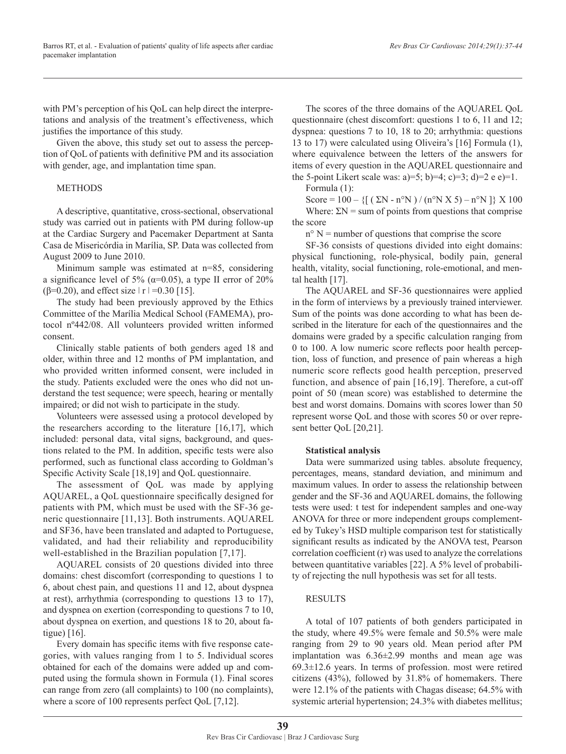with PM's perception of his QoL can help direct the interpretations and analysis of the treatment's effectiveness, which justifies the importance of this study.

Given the above, this study set out to assess the perception of QoL of patients with definitive PM and its association with gender, age, and implantation time span.

## METHODS

A descriptive, quantitative, cross-sectional, observational study was carried out in patients with PM during follow-up at the Cardiac Surgery and Pacemaker Department at Santa Casa de Misericórdia in Marília, SP. Data was collected from August 2009 to June 2010.

Minimum sample was estimated at n=85, considering a significance level of 5% ($\alpha$=0.05), a type II error of 20% ($\beta$=0.20), and effect size $|r|$=0.30 [15].

The study had been previously approved by the Ethics Committee of the Marília Medical School (FAMEMA), protocol nº442/08. All volunteers provided written informed consent.

Clinically stable patients of both genders aged 18 and older, within three and 12 months of PM implantation, and who provided written informed consent, were included in the study. Patients excluded were the ones who did not understand the test sequence; were speech, hearing or mentally impaired; or did not wish to participate in the study.

Volunteers were assessed using a protocol developed by the researchers according to the literature [16,17], which included: personal data, vital signs, background, and questions related to the PM. In addition, specific tests were also performed, such as functional class according to Goldman's Specific Activity Scale [18,19] and QoL questionnaire.

The assessment of QoL was made by applying AQUAREL, a QoL questionnaire specifically designed for patients with PM, which must be used with the SF-36 generic questionnaire [11,13]. Both instruments. AQUAREL and SF36, have been translated and adapted to Portuguese, validated, and had their reliability and reproducibility well-established in the Brazilian population [7,17].

AQUAREL consists of 20 questions divided into three domains: chest discomfort (corresponding to questions 1 to 6, about chest pain, and questions 11 and 12, about dyspnea at rest), arrhythmia (corresponding to questions 13 to 17), and dyspnea on exertion (corresponding to questions 7 to 10, about dyspnea on exertion, and questions 18 to 20, about fatigue) [16].

Every domain has specific items with five response categories, with values ranging from 1 to 5. Individual scores obtained for each of the domains were added up and computed using the formula shown in Formula (1). Final scores can range from zero (all complaints) to 100 (no complaints), where a score of 100 represents perfect QoL [7,12].

The scores of the three domains of the AQUAREL QoL questionnaire (chest discomfort: questions 1 to 6, 11 and 12; dyspnea: questions 7 to 10, 18 to 20; arrhythmia: questions 13 to 17) were calculated using Oliveira's [16] Formula (1), where equivalence between the letters of the answers for items of every question in the AQUAREL questionnaire and the 5-point Likert scale was: a)=5; b)=4; c)=3; d)=2 e e)=1.

Formula (1):

$$\text{Score} = 100 - \{[ ( \Sigma N - n°N ) / (n°N \times 5) - n°N ]\} \times 100$$

Where: $\Sigma N$ = sum of points from questions that comprise the score

n° N = number of questions that comprise the score

SF-36 consists of questions divided into eight domains: physical functioning, role-physical, bodily pain, general health, vitality, social functioning, role-emotional, and mental health [17].

The AQUAREL and SF-36 questionnaires were applied in the form of interviews by a previously trained interviewer. Sum of the points was done according to what has been described in the literature for each of the questionnaires and the domains were graded by a specific calculation ranging from 0 to 100. A low numeric score reflects poor health perception, loss of function, and presence of pain whereas a high numeric score reflects good health perception, preserved function, and absence of pain [16,19]. Therefore, a cut-off point of 50 (mean score) was established to determine the best and worst domains. Domains with scores lower than 50 represent worse QoL and those with scores 50 or over represent better QoL [20,21].

### Statistical analysis

Data were summarized using tables. absolute frequency, percentages, means, standard deviation, and minimum and maximum values. In order to assess the relationship between gender and the SF-36 and AQUAREL domains, the following tests were used: t test for independent samples and one-way ANOVA for three or more independent groups complemented by Tukey's HSD multiple comparison test for statistically significant results as indicated by the ANOVA test, Pearson correlation coefficient (r) was used to analyze the correlations between quantitative variables [22]. A 5% level of probability of rejecting the null hypothesis was set for all tests.

## RESULTS

A total of 107 patients of both genders participated in the study, where 49.5% were female and 50.5% were male ranging from 29 to 90 years old. Mean period after PM implantation was 6.36±2.99 months and mean age was 69.3±12.6 years. In terms of profession. most were retired citizens (43%), followed by 31.8% of homemakers. There were 12.1% of the patients with Chagas disease; 64.5% with systemic arterial hypertension; 24.3% with diabetes mellitus;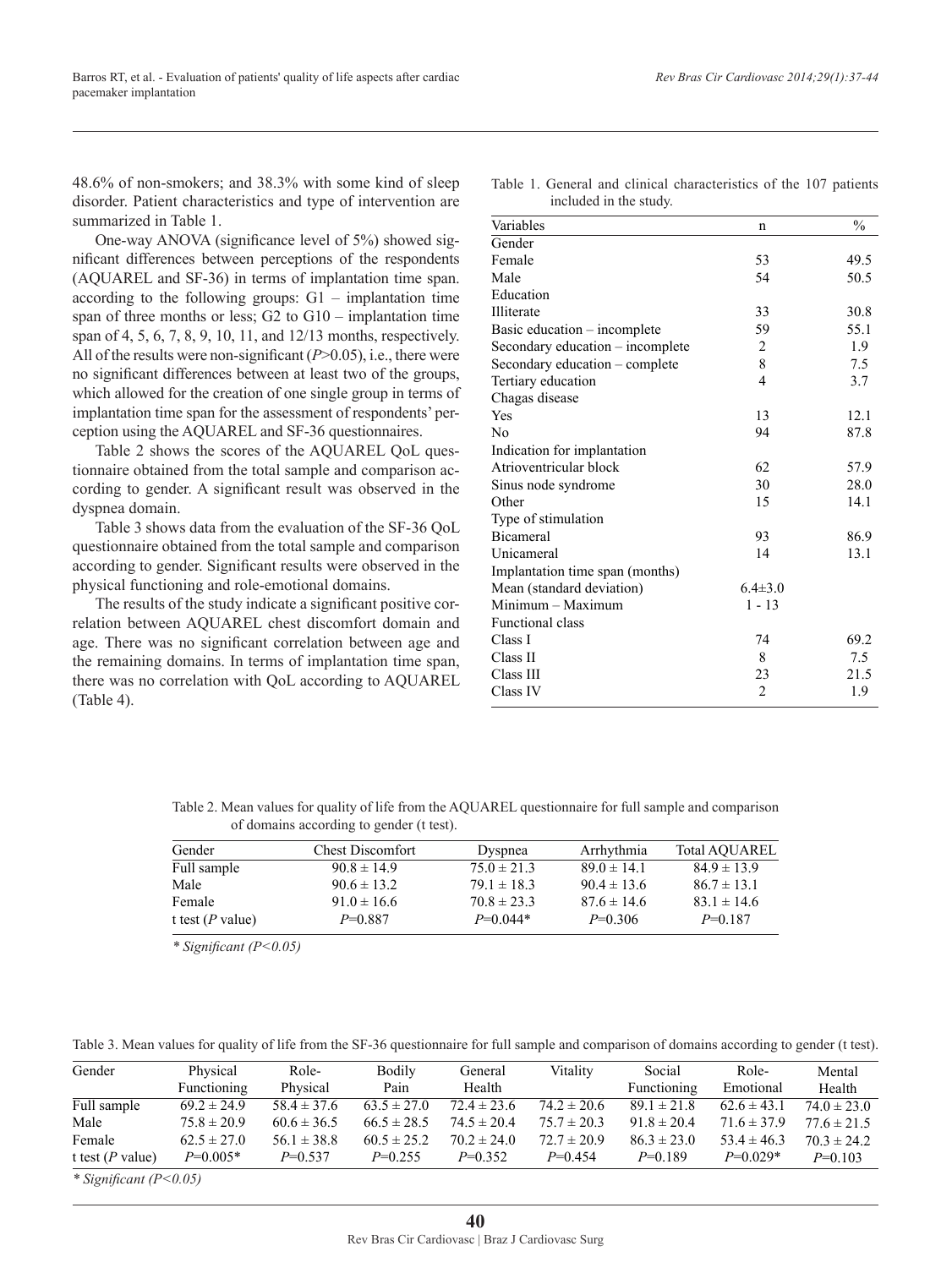48.6% of non-smokers; and 38.3% with some kind of sleep disorder. Patient characteristics and type of intervention are summarized in Table 1.

One-way ANOVA (significance level of 5%) showed significant differences between perceptions of the respondents (AQUAREL and SF-36) in terms of implantation time span. according to the following groups: G1 – implantation time span of three months or less; G2 to G10 – implantation time span of 4, 5, 6, 7, 8, 9, 10, 11, and 12/13 months, respectively. All of the results were non-significant ($P$>0.05), i.e., there were no significant differences between at least two of the groups, which allowed for the creation of one single group in terms of implantation time span for the assessment of respondents' perception using the AQUAREL and SF-36 questionnaires.

Table 2 shows the scores of the AQUAREL QoL questionnaire obtained from the total sample and comparison according to gender. A significant result was observed in the dyspnea domain.

Table 3 shows data from the evaluation of the SF-36 QoL questionnaire obtained from the total sample and comparison according to gender. Significant results were observed in the physical functioning and role-emotional domains.

The results of the study indicate a significant positive correlation between AQUAREL chest discomfort domain and age. There was no significant correlation between age and the remaining domains. In terms of implantation time span, there was no correlation with QoL according to AQUAREL (Table 4).

Table 1. General and clinical characteristics of the 107 patients included in the study.

| Variables | n | % |
|---|---|---|
| Gender | | |
| Female | 53 | 49.5 |
| Male | 54 | 50.5 |
| Education | | |
| Illiterate | 33 | 30.8 |
| Basic education – incomplete | 59 | 55.1 |
| Secondary education – incomplete | 2 | 1.9 |
| Secondary education – complete | 8 | 7.5 |
| Tertiary education | 4 | 3.7 |
| Chagas disease | | |
| Yes | 13 | 12.1 |
| No | 94 | 87.8 |
| Indication for implantation | | |
| Atrioventricular block | 62 | 57.9 |
| Sinus node syndrome | 30 | 28.0 |
| Other | 15 | 14.1 |
| Type of stimulation | | |
| Bicameral | 93 | 86.9 |
| Unicameral | 14 | 13.1 |
| Implantation time span (months) | | |
| Mean (standard deviation) | 6.4±3.0 | |
| Minimum – Maximum | 1 - 13 | |
| Functional class | | |
| Class I | 74 | 69.2 |
| Class II | 8 | 7.5 |
| Class III | 23 | 21.5 |
| Class IV | 2 | 1.9 |

Table 2. Mean values for quality of life from the AQUAREL questionnaire for full sample and comparison of domains according to gender (t test).

| Gender | Chest Discomfort | Dyspnea | Arrhythmia | Total AQUAREL |
|---|---|---|---|---|
| Full sample | 90.8 ± 14.9 | 75.0 ± 21.3 | 89.0 ± 14.1 | 84.9 ± 13.9 |
| Male | 90.6 ± 13.2 | 79.1 ± 18.3 | 90.4 ± 13.6 | 86.7 ± 13.1 |
| Female | 91.0 ± 16.6 | 70.8 ± 23.3 | 87.6 ± 14.6 | 83.1 ± 14.6 |
| t test ($P$ value) | $P$=0.887 | $P$=0.044* | $P$=0.306 | $P$=0.187 |

*\* Significant (P<0.05)*

Table 3. Mean values for quality of life from the SF-36 questionnaire for full sample and comparison of domains according to gender (t test).

| Gender | Physical Functioning | Role-Physical | Bodily Pain | General Health | Vitality | Social Functioning | Role-Emotional | Mental Health |
|---|---|---|---|---|---|---|---|---|
| Full sample | 69.2 ± 24.9 | 58.4 ± 37.6 | 63.5 ± 27.0 | 72.4 ± 23.6 | 74.2 ± 20.6 | 89.1 ± 21.8 | 62.6 ± 43.1 | 74.0 ± 23.0 |
| Male | 75.8 ± 20.9 | 60.6 ± 36.5 | 66.5 ± 28.5 | 74.5 ± 20.4 | 75.7 ± 20.3 | 91.8 ± 20.4 | 71.6 ± 37.9 | 77.6 ± 21.5 |
| Female | 62.5 ± 27.0 | 56.1 ± 38.8 | 60.5 ± 25.2 | 70.2 ± 24.0 | 72.7 ± 20.9 | 86.3 ± 23.0 | 53.4 ± 46.3 | 70.3 ± 24.2 |
| t test ($P$ value) | $P$=0.005* | $P$=0.537 | $P$=0.255 | $P$=0.352 | $P$=0.454 | $P$=0.189 | $P$=0.029* | $P$=0.103 |

*\* Significant (P<0.05)*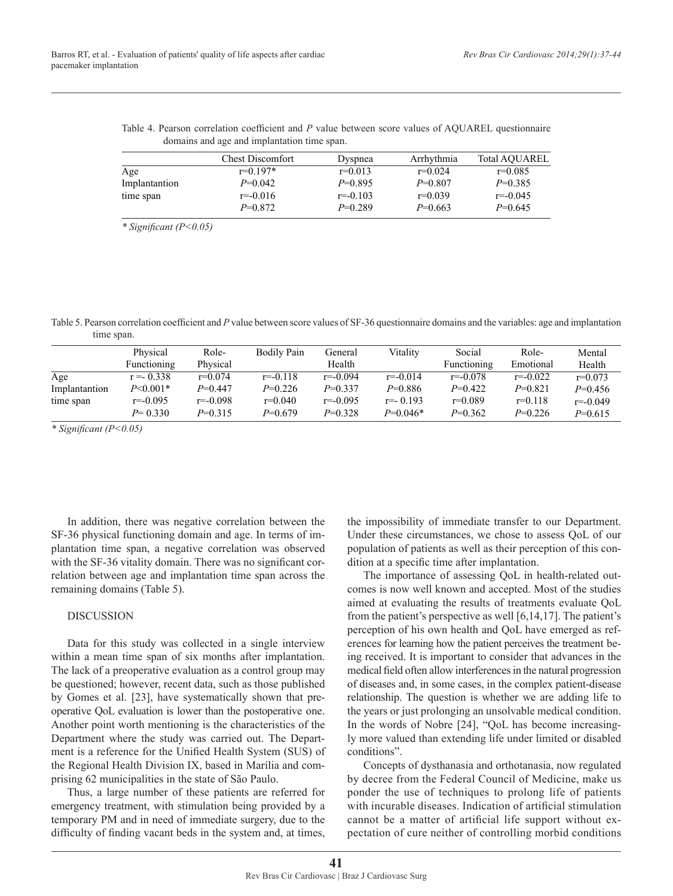Table 4. Pearson correlation coefficient and *P* value between score values of AQUAREL questionnaire domains and age and implantation time span.

| | Chest Discomfort | Dyspnea | Arrhythmia | Total AQUAREL |
|---|---|---|---|---|
| Age | r=0.197* | r=0.013 | r=0.024 | r=0.085 |
| Implantantion | *P*=0.042 | *P*=0.895 | *P*=0.807 | *P*=0.385 |
| time span | r=-0.016 | r=-0.103 | r=0.039 | r=-0.045 |
| | *P*=0.872 | *P*=0.289 | *P*=0.663 | *P*=0.645 |

*\* Significant (P<0.05)*

Table 5. Pearson correlation coefficient and *P* value between score values of SF-36 questionnaire domains and the variables: age and implantation time span.

| | Physical Functioning | Role-Physical | Bodily Pain | General Health | Vitality | Social Functioning | Role-Emotional | Mental Health |
|---|---|---|---|---|---|---|---|---|
| Age | r =- 0.338 | r=0.074 | r=-0.118 | r=-0.094 | r=-0.014 | r=-0.078 | r=-0.022 | r=0.073 |
| Implantantion | *P*<0.001* | *P*=0.447 | *P*=0.226 | *P*=0.337 | *P*=0.886 | *P*=0.422 | *P*=0.821 | *P*=0.456 |
| time span | r=-0.095 | r=-0.098 | r=0.040 | r=-0.095 | r=- 0.193 | r=0.089 | r=0.118 | r=-0.049 |
| | *P*= 0.330 | *P*=0.315 | *P*=0.679 | *P*=0.328 | *P*=0.046* | *P*=0.362 | *P*=0.226 | *P*=0.615 |

*\* Significant (P<0.05)*

In addition, there was negative correlation between the SF-36 physical functioning domain and age. In terms of implantation time span, a negative correlation was observed with the SF-36 vitality domain. There was no significant correlation between age and implantation time span across the remaining domains (Table 5).

## DISCUSSION

Data for this study was collected in a single interview within a mean time span of six months after implantation. The lack of a preoperative evaluation as a control group may be questioned; however, recent data, such as those published by Gomes et al. [23], have systematically shown that preoperative QoL evaluation is lower than the postoperative one. Another point worth mentioning is the characteristics of the Department where the study was carried out. The Department is a reference for the Unified Health System (SUS) of the Regional Health Division IX, based in Marília and comprising 62 municipalities in the state of São Paulo.

Thus, a large number of these patients are referred for emergency treatment, with stimulation being provided by a temporary PM and in need of immediate surgery, due to the difficulty of finding vacant beds in the system and, at times, the impossibility of immediate transfer to our Department. Under these circumstances, we chose to assess QoL of our population of patients as well as their perception of this condition at a specific time after implantation.

The importance of assessing QoL in health-related outcomes is now well known and accepted. Most of the studies aimed at evaluating the results of treatments evaluate QoL from the patient's perspective as well [6,14,17]. The patient's perception of his own health and QoL have emerged as references for learning how the patient perceives the treatment being received. It is important to consider that advances in the medical field often allow interferences in the natural progression of diseases and, in some cases, in the complex patient-disease relationship. The question is whether we are adding life to the years or just prolonging an unsolvable medical condition. In the words of Nobre [24], "QoL has become increasingly more valued than extending life under limited or disabled conditions".

Concepts of dysthanasia and orthotanasia, now regulated by decree from the Federal Council of Medicine, make us ponder the use of techniques to prolong life of patients with incurable diseases. Indication of artificial stimulation cannot be a matter of artificial life support without expectation of cure neither of controlling morbid conditions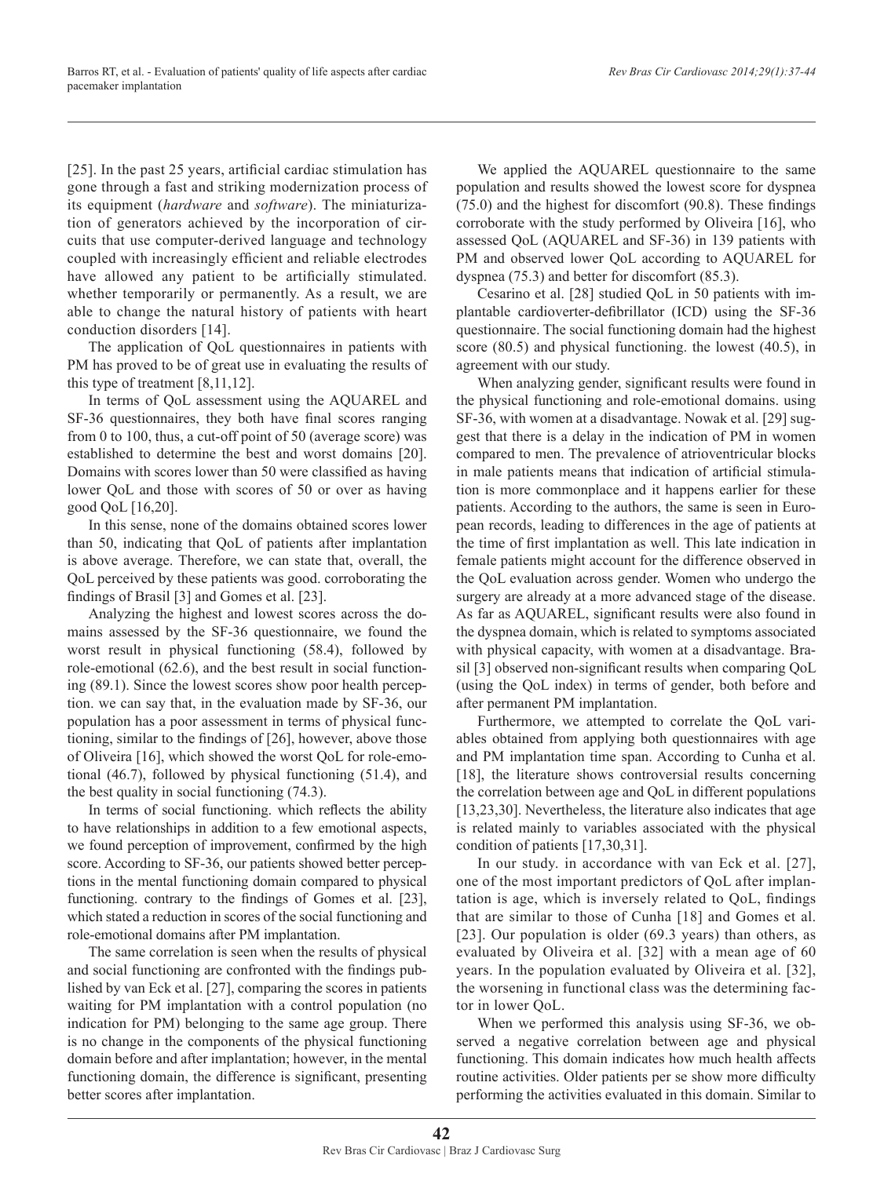[25]. In the past 25 years, artificial cardiac stimulation has gone through a fast and striking modernization process of its equipment (*hardware* and *software*). The miniaturization of generators achieved by the incorporation of circuits that use computer-derived language and technology coupled with increasingly efficient and reliable electrodes have allowed any patient to be artificially stimulated. whether temporarily or permanently. As a result, we are able to change the natural history of patients with heart conduction disorders [14].

The application of QoL questionnaires in patients with PM has proved to be of great use in evaluating the results of this type of treatment [8,11,12].

In terms of QoL assessment using the AQUAREL and SF-36 questionnaires, they both have final scores ranging from 0 to 100, thus, a cut-off point of 50 (average score) was established to determine the best and worst domains [20]. Domains with scores lower than 50 were classified as having lower QoL and those with scores of 50 or over as having good QoL [16,20].

In this sense, none of the domains obtained scores lower than 50, indicating that QoL of patients after implantation is above average. Therefore, we can state that, overall, the QoL perceived by these patients was good. corroborating the findings of Brasil [3] and Gomes et al. [23].

Analyzing the highest and lowest scores across the domains assessed by the SF-36 questionnaire, we found the worst result in physical functioning (58.4), followed by role-emotional (62.6), and the best result in social functioning (89.1). Since the lowest scores show poor health perception. we can say that, in the evaluation made by SF-36, our population has a poor assessment in terms of physical functioning, similar to the findings of [26], however, above those of Oliveira [16], which showed the worst QoL for role-emotional (46.7), followed by physical functioning (51.4), and the best quality in social functioning (74.3).

In terms of social functioning. which reflects the ability to have relationships in addition to a few emotional aspects, we found perception of improvement, confirmed by the high score. According to SF-36, our patients showed better perceptions in the mental functioning domain compared to physical functioning. contrary to the findings of Gomes et al. [23], which stated a reduction in scores of the social functioning and role-emotional domains after PM implantation.

The same correlation is seen when the results of physical and social functioning are confronted with the findings published by van Eck et al. [27], comparing the scores in patients waiting for PM implantation with a control population (no indication for PM) belonging to the same age group. There is no change in the components of the physical functioning domain before and after implantation; however, in the mental functioning domain, the difference is significant, presenting better scores after implantation.

We applied the AQUAREL questionnaire to the same population and results showed the lowest score for dyspnea (75.0) and the highest for discomfort (90.8). These findings corroborate with the study performed by Oliveira [16], who assessed QoL (AQUAREL and SF-36) in 139 patients with PM and observed lower QoL according to AQUAREL for dyspnea (75.3) and better for discomfort (85.3).

Cesarino et al. [28] studied QoL in 50 patients with implantable cardioverter-defibrillator (ICD) using the SF-36 questionnaire. The social functioning domain had the highest score (80.5) and physical functioning. the lowest (40.5), in agreement with our study.

When analyzing gender, significant results were found in the physical functioning and role-emotional domains. using SF-36, with women at a disadvantage. Nowak et al. [29] suggest that there is a delay in the indication of PM in women compared to men. The prevalence of atrioventricular blocks in male patients means that indication of artificial stimulation is more commonplace and it happens earlier for these patients. According to the authors, the same is seen in European records, leading to differences in the age of patients at the time of first implantation as well. This late indication in female patients might account for the difference observed in the QoL evaluation across gender. Women who undergo the surgery are already at a more advanced stage of the disease. As far as AQUAREL, significant results were also found in the dyspnea domain, which is related to symptoms associated with physical capacity, with women at a disadvantage. Brasil [3] observed non-significant results when comparing QoL (using the QoL index) in terms of gender, both before and after permanent PM implantation.

Furthermore, we attempted to correlate the QoL variables obtained from applying both questionnaires with age and PM implantation time span. According to Cunha et al. [18], the literature shows controversial results concerning the correlation between age and QoL in different populations [13,23,30]. Nevertheless, the literature also indicates that age is related mainly to variables associated with the physical condition of patients [17,30,31].

In our study. in accordance with van Eck et al. [27], one of the most important predictors of QoL after implantation is age, which is inversely related to QoL, findings that are similar to those of Cunha [18] and Gomes et al. [23]. Our population is older (69.3 years) than others, as evaluated by Oliveira et al. [32] with a mean age of 60 years. In the population evaluated by Oliveira et al. [32], the worsening in functional class was the determining factor in lower QoL.

When we performed this analysis using SF-36, we observed a negative correlation between age and physical functioning. This domain indicates how much health affects routine activities. Older patients per se show more difficulty performing the activities evaluated in this domain. Similar to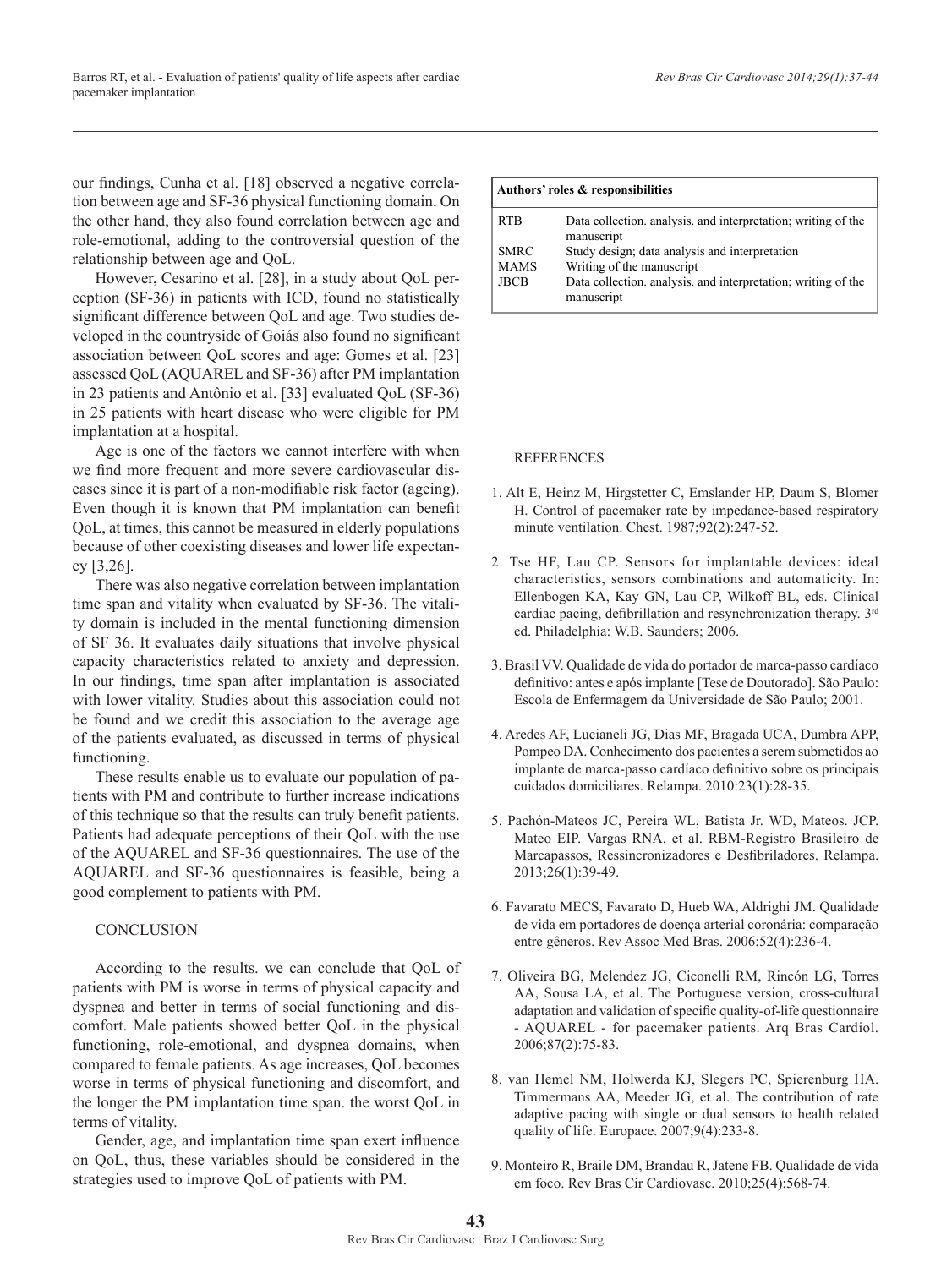our findings, Cunha et al. [18] observed a negative correlation between age and SF-36 physical functioning domain. On the other hand, they also found correlation between age and role-emotional, adding to the controversial question of the relationship between age and QoL.

However, Cesarino et al. [28], in a study about QoL perception (SF-36) in patients with ICD, found no statistically significant difference between QoL and age. Two studies developed in the countryside of Goiás also found no significant association between QoL scores and age: Gomes et al. [23] assessed QoL (AQUAREL and SF-36) after PM implantation in 23 patients and Antônio et al. [33] evaluated QoL (SF-36) in 25 patients with heart disease who were eligible for PM implantation at a hospital.

Age is one of the factors we cannot interfere with when we find more frequent and more severe cardiovascular diseases since it is part of a non-modifiable risk factor (ageing). Even though it is known that PM implantation can benefit QoL, at times, this cannot be measured in elderly populations because of other coexisting diseases and lower life expectancy [3,26].

There was also negative correlation between implantation time span and vitality when evaluated by SF-36. The vitality domain is included in the mental functioning dimension of SF 36. It evaluates daily situations that involve physical capacity characteristics related to anxiety and depression. In our findings, time span after implantation is associated with lower vitality. Studies about this association could not be found and we credit this association to the average age of the patients evaluated, as discussed in terms of physical functioning.

These results enable us to evaluate our population of patients with PM and contribute to further increase indications of this technique so that the results can truly benefit patients. Patients had adequate perceptions of their QoL with the use of the AQUAREL and SF-36 questionnaires. The use of the AQUAREL and SF-36 questionnaires is feasible, being a good complement to patients with PM.

## CONCLUSION

According to the results. we can conclude that QoL of patients with PM is worse in terms of physical capacity and dyspnea and better in terms of social functioning and discomfort. Male patients showed better QoL in the physical functioning, role-emotional, and dyspnea domains, when compared to female patients. As age increases, QoL becomes worse in terms of physical functioning and discomfort, and the longer the PM implantation time span. the worst QoL in terms of vitality.

Gender, age, and implantation time span exert influence on QoL, thus, these variables should be considered in the strategies used to improve QoL of patients with PM.

| Authors' roles & responsibilities | |
|---|---|
| RTB | Data collection. analysis. and interpretation; writing of the manuscript |
| SMRC | Study design; data analysis and interpretation |
| MAMS | Writing of the manuscript |
| JBCB | Data collection. analysis. and interpretation; writing of the manuscript |

## REFERENCES

1. Alt E, Heinz M, Hirgstetter C, Emslander HP, Daum S, Blomer H. Control of pacemaker rate by impedance-based respiratory minute ventilation. Chest. 1987;92(2):247-52.

2. Tse HF, Lau CP. Sensors for implantable devices: ideal characteristics, sensors combinations and automaticity. In: Ellenbogen KA, Kay GN, Lau CP, Wilkoff BL, eds. Clinical cardiac pacing, defibrillation and resynchronization therapy. 3rd ed. Philadelphia: W.B. Saunders; 2006.

3. Brasil VV. Qualidade de vida do portador de marca-passo cardíaco definitivo: antes e após implante [Tese de Doutorado]. São Paulo: Escola de Enfermagem da Universidade de São Paulo; 2001.

4. Aredes AF, Lucianeli JG, Dias MF, Bragada UCA, Dumbra APP, Pompeo DA. Conhecimento dos pacientes a serem submetidos ao implante de marca-passo cardíaco definitivo sobre os principais cuidados domiciliares. Relampa. 2010:23(1):28-35.

5. Pachón-Mateos JC, Pereira WL, Batista Jr. WD, Mateos. JCP. Mateo EIP. Vargas RNA. et al. RBM-Registro Brasileiro de Marcapassos, Ressincronizadores e Desfibriladores. Relampa. 2013;26(1):39-49.

6. Favarato MECS, Favarato D, Hueb WA, Aldrighi JM. Qualidade de vida em portadores de doença arterial coronária: comparação entre gêneros. Rev Assoc Med Bras. 2006;52(4):236-4.

7. Oliveira BG, Melendez JG, Ciconelli RM, Rincón LG, Torres AA, Sousa LA, et al. The Portuguese version, cross-cultural adaptation and validation of specific quality-of-life questionnaire - AQUAREL - for pacemaker patients. Arq Bras Cardiol. 2006;87(2):75-83.

8. van Hemel NM, Holwerda KJ, Slegers PC, Spierenburg HA. Timmermans AA, Meeder JG, et al. The contribution of rate adaptive pacing with single or dual sensors to health related quality of life. Europace. 2007;9(4):233-8.

9. Monteiro R, Braile DM, Brandau R, Jatene FB. Qualidade de vida em foco. Rev Bras Cir Cardiovasc. 2010;25(4):568-74.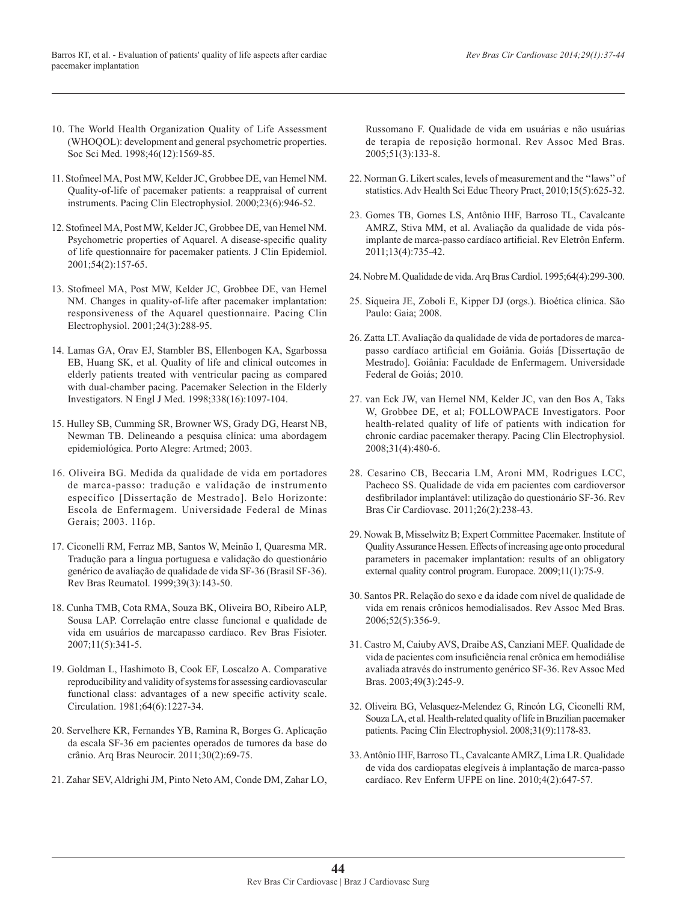10. The World Health Organization Quality of Life Assessment (WHOQOL): development and general psychometric properties. Soc Sci Med. 1998;46(12):1569-85.

11. Stofmeel MA, Post MW, Kelder JC, Grobbee DE, van Hemel NM. Quality-of-life of pacemaker patients: a reappraisal of current instruments. Pacing Clin Electrophysiol. 2000;23(6):946-52.

12. Stofmeel MA, Post MW, Kelder JC, Grobbee DE, van Hemel NM. Psychometric properties of Aquarel. A disease-specific quality of life questionnaire for pacemaker patients. J Clin Epidemiol. 2001;54(2):157-65.

13. Stofmeel MA, Post MW, Kelder JC, Grobbee DE, van Hemel NM. Changes in quality-of-life after pacemaker implantation: responsiveness of the Aquarel questionnaire. Pacing Clin Electrophysiol. 2001;24(3):288-95.

14. Lamas GA, Orav EJ, Stambler BS, Ellenbogen KA, Sgarbossa EB, Huang SK, et al. Quality of life and clinical outcomes in elderly patients treated with ventricular pacing as compared with dual-chamber pacing. Pacemaker Selection in the Elderly Investigators. N Engl J Med. 1998;338(16):1097-104.

15. Hulley SB, Cumming SR, Browner WS, Grady DG, Hearst NB, Newman TB. Delineando a pesquisa clínica: uma abordagem epidemiológica. Porto Alegre: Artmed; 2003.

16. Oliveira BG. Medida da qualidade de vida em portadores de marca-passo: tradução e validação de instrumento específico [Dissertação de Mestrado]. Belo Horizonte: Escola de Enfermagem. Universidade Federal de Minas Gerais; 2003. 116p.

17. Ciconelli RM, Ferraz MB, Santos W, Meinão I, Quaresma MR. Tradução para a língua portuguesa e validação do questionário genérico de avaliação de qualidade de vida SF-36 (Brasil SF-36). Rev Bras Reumatol. 1999;39(3):143-50.

18. Cunha TMB, Cota RMA, Souza BK, Oliveira BO, Ribeiro ALP, Sousa LAP. Correlação entre classe funcional e qualidade de vida em usuários de marcapasso cardíaco. Rev Bras Fisioter. 2007;11(5):341-5.

19. Goldman L, Hashimoto B, Cook EF, Loscalzo A. Comparative reproducibility and validity of systems for assessing cardiovascular functional class: advantages of a new specific activity scale. Circulation. 1981;64(6):1227-34.

20. Servelhere KR, Fernandes YB, Ramina R, Borges G. Aplicação da escala SF-36 em pacientes operados de tumores da base do crânio. Arq Bras Neurocir. 2011;30(2):69-75.

21. Zahar SEV, Aldrighi JM, Pinto Neto AM, Conde DM, Zahar LO, Russomano F. Qualidade de vida em usuárias e não usuárias de terapia de reposição hormonal. Rev Assoc Med Bras. 2005;51(3):133-8.

22. Norman G. Likert scales, levels of measurement and the ''laws'' of statistics. Adv Health Sci Educ Theory Pract. 2010;15(5):625-32.

23. Gomes TB, Gomes LS, Antônio IHF, Barroso TL, Cavalcante AMRZ, Stiva MM, et al. Avaliação da qualidade de vida pós-implante de marca-passo cardíaco artificial. Rev Eletrôn Enferm. 2011;13(4):735-42.

24. Nobre M. Qualidade de vida. Arq Bras Cardiol. 1995;64(4):299-300.

25. Siqueira JE, Zoboli E, Kipper DJ (orgs.). Bioética clínica. São Paulo: Gaia; 2008.

26. Zatta LT. Avaliação da qualidade de vida de portadores de marca-passo cardíaco artificial em Goiânia. Goiás [Dissertação de Mestrado]. Goiânia: Faculdade de Enfermagem. Universidade Federal de Goiás; 2010.

27. van Eck JW, van Hemel NM, Kelder JC, van den Bos A, Taks W, Grobbee DE, et al; FOLLOWPACE Investigators. Poor health-related quality of life of patients with indication for chronic cardiac pacemaker therapy. Pacing Clin Electrophysiol. 2008;31(4):480-6.

28. Cesarino CB, Beccaria LM, Aroni MM, Rodrigues LCC, Pacheco SS. Qualidade de vida em pacientes com cardioversor desfibrilador implantável: utilização do questionário SF-36. Rev Bras Cir Cardiovasc. 2011;26(2):238-43.

29. Nowak B, Misselwitz B; Expert Committee Pacemaker. Institute of Quality Assurance Hessen. Effects of increasing age onto procedural parameters in pacemaker implantation: results of an obligatory external quality control program. Europace. 2009;11(1):75-9.

30. Santos PR. Relação do sexo e da idade com nível de qualidade de vida em renais crônicos hemodialisados. Rev Assoc Med Bras. 2006;52(5):356-9.

31. Castro M, Caiuby AVS, Draibe AS, Canziani MEF. Qualidade de vida de pacientes com insuficiência renal crônica em hemodiálise avaliada através do instrumento genérico SF-36. Rev Assoc Med Bras. 2003;49(3):245-9.

32. Oliveira BG, Velasquez-Melendez G, Rincón LG, Ciconelli RM, Souza LA, et al. Health-related quality of life in Brazilian pacemaker patients. Pacing Clin Electrophysiol. 2008;31(9):1178-83.

33. Antônio IHF, Barroso TL, Cavalcante AMRZ, Lima LR. Qualidade de vida dos cardiopatas elegíveis à implantação de marca-passo cardíaco. Rev Enferm UFPE on line. 2010;4(2):647-57.